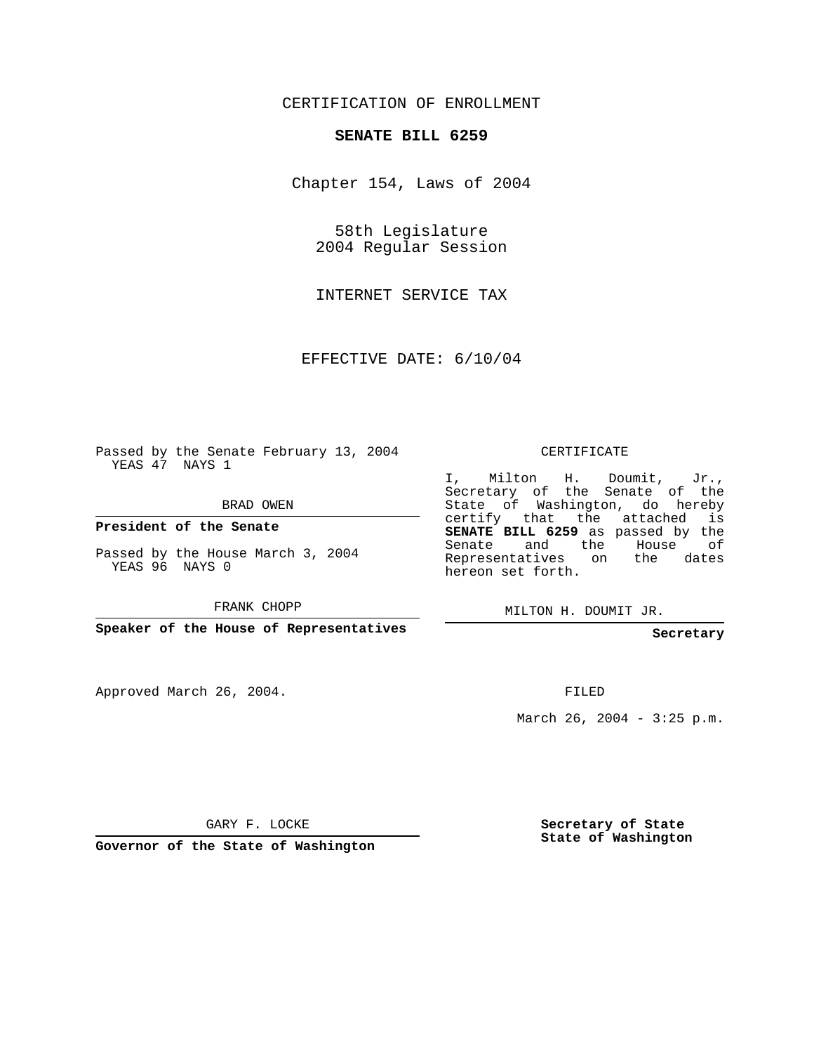CERTIFICATION OF ENROLLMENT

# SENATE BILL 6259

Chapter 154, Laws of 2004

58th Legislature
2004 Regular Session

INTERNET SERVICE TAX

EFFECTIVE DATE: 6/10/04

Passed by the Senate February 13, 2004
YEAS 47 NAYS 1

BRAD OWEN

**President of the Senate**

Passed by the House March 3, 2004
YEAS 96 NAYS 0

FRANK CHOPP

**Speaker of the House of Representatives**

CERTIFICATE

I, Milton H. Doumit, Jr., Secretary of the Senate of the State of Washington, do hereby certify that the attached is **SENATE BILL 6259** as passed by the Senate and the House of Representatives on the dates hereon set forth.

MILTON H. DOUMIT JR.

**Secretary**

Approved March 26, 2004.

FILED

March 26, 2004 - 3:25 p.m.

GARY F. LOCKE

**Governor of the State of Washington**

**Secretary of State**
**State of Washington**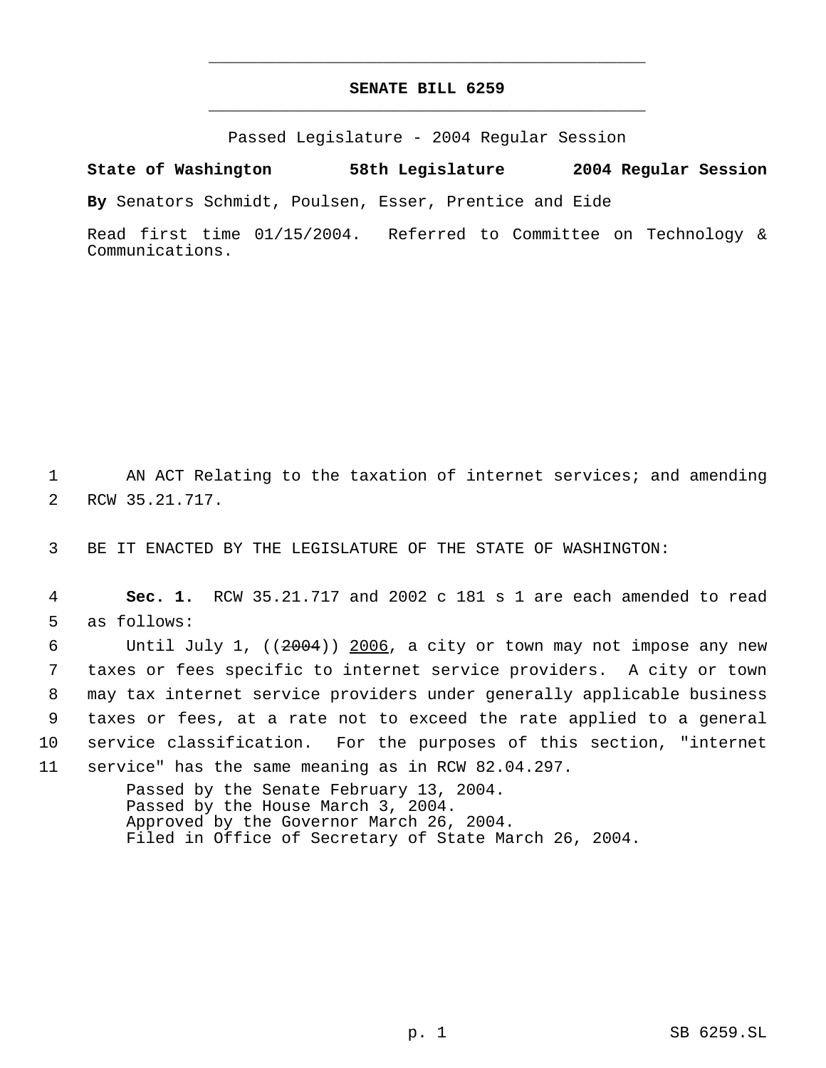# SENATE BILL 6259

Passed Legislature - 2004 Regular Session

**State of Washington 58th Legislature 2004 Regular Session**

**By** Senators Schmidt, Poulsen, Esser, Prentice and Eide

Read first time 01/15/2004. Referred to Committee on Technology & Communications.

AN ACT Relating to the taxation of internet services; and amending RCW 35.21.717.

BE IT ENACTED BY THE LEGISLATURE OF THE STATE OF WASHINGTON:

**Sec. 1.** RCW 35.21.717 and 2002 c 181 s 1 are each amended to read as follows:

Until July 1, ((~~2004~~)) <u>2006</u>, a city or town may not impose any new taxes or fees specific to internet service providers. A city or town may tax internet service providers under generally applicable business taxes or fees, at a rate not to exceed the rate applied to a general service classification. For the purposes of this section, "internet service" has the same meaning as in RCW 82.04.297.

Passed by the Senate February 13, 2004.
Passed by the House March 3, 2004.
Approved by the Governor March 26, 2004.
Filed in Office of Secretary of State March 26, 2004.